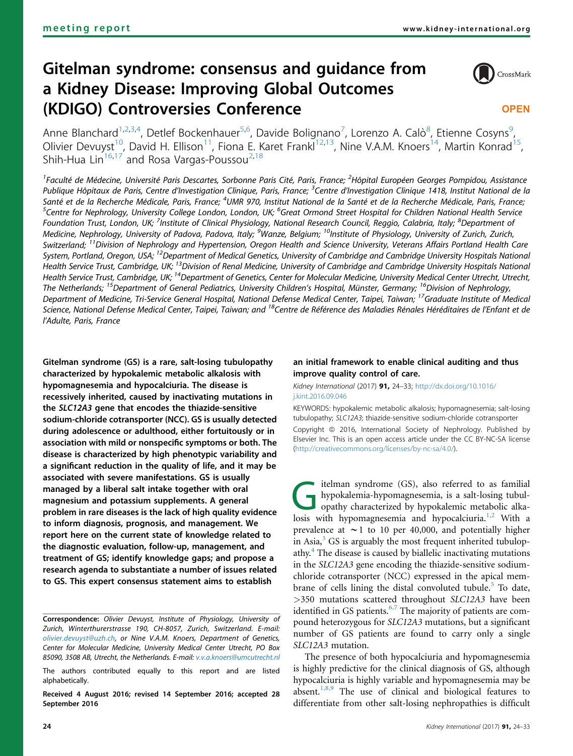meeting report

# Gitelman syndrome: consensus and guidance from a Kidney Disease: Improving Global Outcomes (KDIGO) Controversies Conference

OPEN

Anne Blanchard[1,2,3,4], Detlef Bockenhauer[5,6], Davide Bolignano[7], Lorenzo A. Calò[8], Etienne Cosyns[9], Olivier Devuyst[10], David H. Ellison[11], Fiona E. Karet Frankl[12,13], Nine V.A.M. Knoers[14], Martin Konrad[15], Shih-Hua Lin[16,17] and Rosa Vargas-Poussou[2,18]

[1]Faculté de Médecine, Université Paris Descartes, Sorbonne Paris Cité, Paris, France; [2]Hôpital Européen Georges Pompidou, Assistance Publique Hôpitaux de Paris, Centre d'Investigation Clinique, Paris, France; [3]Centre d'Investigation Clinique 1418, Institut National de la Santé et de la Recherche Médicale, Paris, France; [4]UMR 970, Institut National de la Santé et de la Recherche Médicale, Paris, France; [5]Centre for Nephrology, University College London, London, UK; [6]Great Ormond Street Hospital for Children National Health Service Foundation Trust, London, UK; [7]Institute of Clinical Physiology, National Research Council, Reggio, Calabria, Italy; [8]Department of Medicine, Nephrology, University of Padova, Padova, Italy; [9]Wanze, Belgium; [10]Institute of Physiology, University of Zurich, Zurich, Switzerland; [11]Division of Nephrology and Hypertension, Oregon Health and Science University, Veterans Affairs Portland Health Care System, Portland, Oregon, USA; [12]Department of Medical Genetics, University of Cambridge and Cambridge University Hospitals National Health Service Trust, Cambridge, UK; [13]Division of Renal Medicine, University of Cambridge and Cambridge University Hospitals National Health Service Trust, Cambridge, UK; [14]Department of Genetics, Center for Molecular Medicine, University Medical Center Utrecht, Utrecht, The Netherlands; [15]Department of General Pediatrics, University Children's Hospital, Münster, Germany; [16]Division of Nephrology, Department of Medicine, Tri-Service General Hospital, National Defense Medical Center, Taipei, Taiwan; [17]Graduate Institute of Medical Science, National Defense Medical Center, Taipei, Taiwan; and [18]Centre de Référence des Maladies Rénales Héréditaires de l'Enfant et de l'Adulte, Paris, France

**Gitelman syndrome (GS) is a rare, salt-losing tubulopathy characterized by hypokalemic metabolic alkalosis with hypomagnesemia and hypocalciuria. The disease is recessively inherited, caused by inactivating mutations in the *SLC12A3* gene that encodes the thiazide-sensitive sodium-chloride cotransporter (NCC). GS is usually detected during adolescence or adulthood, either fortuitously or in association with mild or nonspecific symptoms or both. The disease is characterized by high phenotypic variability and a significant reduction in the quality of life, and it may be associated with severe manifestations. GS is usually managed by a liberal salt intake together with oral magnesium and potassium supplements. A general problem in rare diseases is the lack of high quality evidence to inform diagnosis, prognosis, and management. We report here on the current state of knowledge related to the diagnostic evaluation, follow-up, management, and treatment of GS; identify knowledge gaps; and propose a research agenda to substantiate a number of issues related to GS. This expert consensus statement aims to establish an initial framework to enable clinical auditing and thus improve quality control of care.**

*Kidney International* (2017) **91,** 24–33; http://dx.doi.org/10.1016/j.kint.2016.09.046

KEYWORDS: hypokalemic metabolic alkalosis; hypomagnesemia; salt-losing tubulopathy; *SLC12A3*; thiazide-sensitive sodium-chloride cotransporter

Copyright © 2016, International Society of Nephrology. Published by Elsevier Inc. This is an open access article under the CC BY-NC-SA license (http://creativecommons.org/licenses/by-nc-sa/4.0/).

**Correspondence:** *Olivier Devuyst, Institute of Physiology, University of Zurich, Winterthurerstrasse 190, CH-8057, Zurich, Switzerland. E-mail: olivier.devuyst@uzh.ch, or Nine V.A.M. Knoers, Department of Genetics, Center for Molecular Medicine, University Medical Center Utrecht, PO Box 85090, 3508 AB, Utrecht, the Netherlands. E-mail: v.v.a.knoers@umcutrecht.nl*

The authors contributed equally to this report and are listed alphabetically.

Received 4 August 2016; revised 14 September 2016; accepted 28 September 2016

Gitelman syndrome (GS), also referred to as familial hypokalemia-hypomagnesemia, is a salt-losing tubulopathy characterized by hypokalemic metabolic alkalosis with hypomagnesemia and hypocalciuria.[1,2] With a prevalence at ∼1 to 10 per 40,000, and potentially higher in Asia,[3] GS is arguably the most frequent inherited tubulopathy.[4] The disease is caused by biallelic inactivating mutations in the *SLC12A3* gene encoding the thiazide-sensitive sodium-chloride cotransporter (NCC) expressed in the apical membrane of cells lining the distal convoluted tubule.[5] To date, >350 mutations scattered throughout *SLC12A3* have been identified in GS patients.[6,7] The majority of patients are compound heterozygous for *SLC12A3* mutations, but a significant number of GS patients are found to carry only a single *SLC12A3* mutation.

The presence of both hypocalciuria and hypomagnesemia is highly predictive for the clinical diagnosis of GS, although hypocalciuria is highly variable and hypomagnesemia may be absent.[1,8,9] The use of clinical and biological features to differentiate from other salt-losing nephropathies is difficult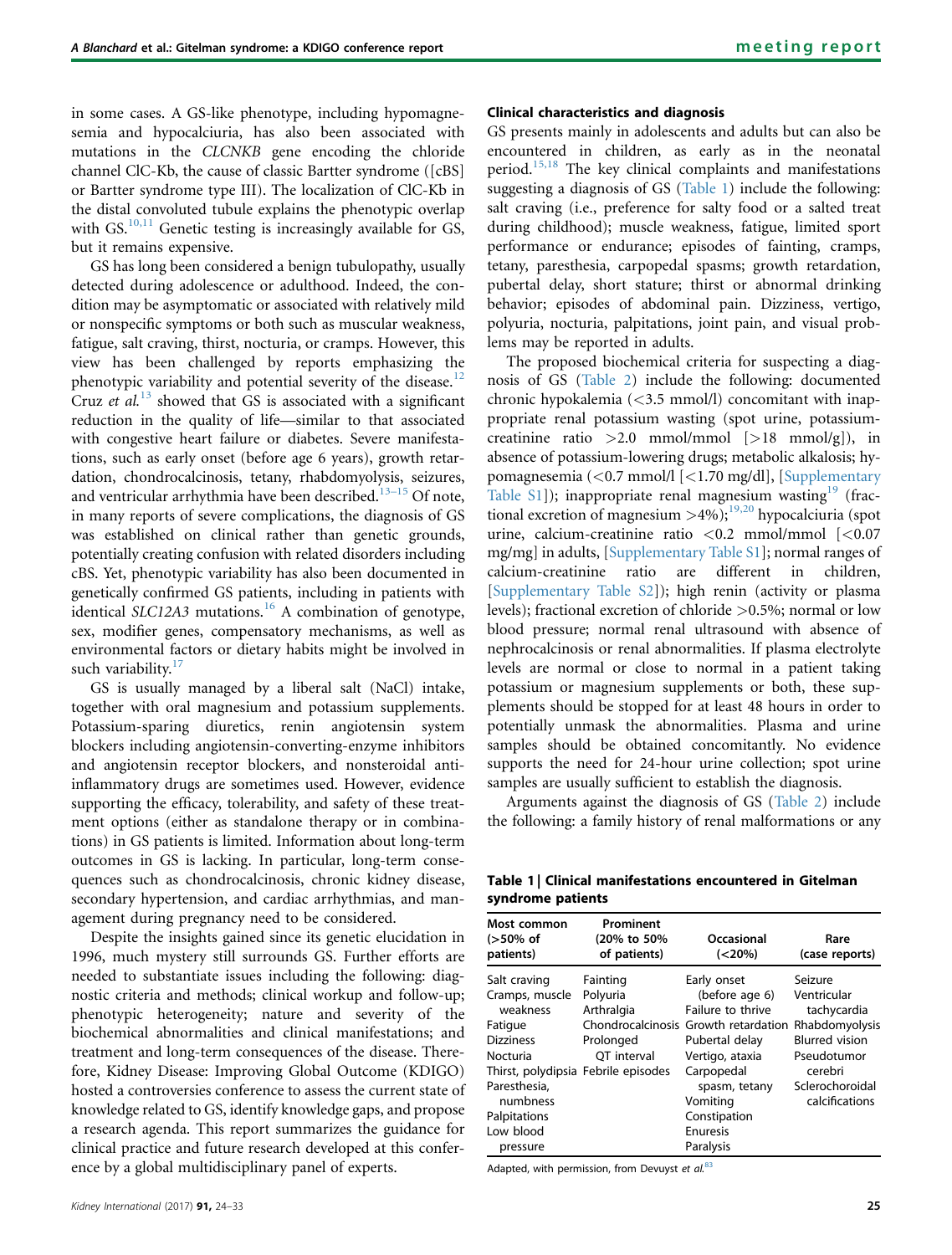in some cases. A GS-like phenotype, including hypomagnesemia and hypocalciuria, has also been associated with mutations in the *CLCNKB* gene encoding the chloride channel ClC-Kb, the cause of classic Bartter syndrome ([cBS] or Bartter syndrome type III). The localization of ClC-Kb in the distal convoluted tubule explains the phenotypic overlap with GS.[10,11] Genetic testing is increasingly available for GS, but it remains expensive.

GS has long been considered a benign tubulopathy, usually detected during adolescence or adulthood. Indeed, the condition may be asymptomatic or associated with relatively mild or nonspecific symptoms or both such as muscular weakness, fatigue, salt craving, thirst, nocturia, or cramps. However, this view has been challenged by reports emphasizing the phenotypic variability and potential severity of the disease.[12] Cruz *et al.*[13] showed that GS is associated with a significant reduction in the quality of life—similar to that associated with congestive heart failure or diabetes. Severe manifestations, such as early onset (before age 6 years), growth retardation, chondrocalcinosis, tetany, rhabdomyolysis, seizures, and ventricular arrhythmia have been described.[13–15] Of note, in many reports of severe complications, the diagnosis of GS was established on clinical rather than genetic grounds, potentially creating confusion with related disorders including cBS. Yet, phenotypic variability has also been documented in genetically confirmed GS patients, including in patients with identical *SLC12A3* mutations.[16] A combination of genotype, sex, modifier genes, compensatory mechanisms, as well as environmental factors or dietary habits might be involved in such variability.[17]

GS is usually managed by a liberal salt (NaCl) intake, together with oral magnesium and potassium supplements. Potassium-sparing diuretics, renin angiotensin system blockers including angiotensin-converting-enzyme inhibitors and angiotensin receptor blockers, and nonsteroidal anti-inflammatory drugs are sometimes used. However, evidence supporting the efficacy, tolerability, and safety of these treatment options (either as standalone therapy or in combinations) in GS patients is limited. Information about long-term outcomes in GS is lacking. In particular, long-term consequences such as chondrocalcinosis, chronic kidney disease, secondary hypertension, and cardiac arrhythmias, and management during pregnancy need to be considered.

Despite the insights gained since its genetic elucidation in 1996, much mystery still surrounds GS. Further efforts are needed to substantiate issues including the following: diagnostic criteria and methods; clinical workup and follow-up; phenotypic heterogeneity; nature and severity of the biochemical abnormalities and clinical manifestations; and treatment and long-term consequences of the disease. Therefore, Kidney Disease: Improving Global Outcome (KDIGO) hosted a controversies conference to assess the current state of knowledge related to GS, identify knowledge gaps, and propose a research agenda. This report summarizes the guidance for clinical practice and future research developed at this conference by a global multidisciplinary panel of experts.

### Clinical characteristics and diagnosis

GS presents mainly in adolescents and adults but can also be encountered in children, as early as in the neonatal period.[15,18] The key clinical complaints and manifestations suggesting a diagnosis of GS (Table 1) include the following: salt craving (i.e., preference for salty food or a salted treat during childhood); muscle weakness, fatigue, limited sport performance or endurance; episodes of fainting, cramps, tetany, paresthesia, carpopedal spasms; growth retardation, pubertal delay, short stature; thirst or abnormal drinking behavior; episodes of abdominal pain. Dizziness, vertigo, polyuria, nocturia, palpitations, joint pain, and visual problems may be reported in adults.

The proposed biochemical criteria for suspecting a diagnosis of GS (Table 2) include the following: documented chronic hypokalemia (<3.5 mmol/l) concomitant with inappropriate renal potassium wasting (spot urine, potassium-creatinine ratio >2.0 mmol/mmol [>18 mmol/g]), in absence of potassium-lowering drugs; metabolic alkalosis; hypomagnesemia (<0.7 mmol/l [<1.70 mg/dl], [Supplementary Table S1]); inappropriate renal magnesium wasting[19] (fractional excretion of magnesium >4%);[19,20] hypocalciuria (spot urine, calcium-creatinine ratio <0.2 mmol/mmol [<0.07 mg/mg] in adults, [Supplementary Table S1]; normal ranges of calcium-creatinine ratio are different in children, [Supplementary Table S2]); high renin (activity or plasma levels); fractional excretion of chloride >0.5%; normal or low blood pressure; normal renal ultrasound with absence of nephrocalcinosis or renal abnormalities. If plasma electrolyte levels are normal or close to normal in a patient taking potassium or magnesium supplements or both, these supplements should be stopped for at least 48 hours in order to potentially unmask the abnormalities. Plasma and urine samples should be obtained concomitantly. No evidence supports the need for 24-hour urine collection; spot urine samples are usually sufficient to establish the diagnosis.

Arguments against the diagnosis of GS (Table 2) include the following: a family history of renal malformations or any

**Table 1 | Clinical manifestations encountered in Gitelman syndrome patients**

| Most common (>50% of patients) | Prominent (20% to 50% of patients) | Occasional (<20%) | Rare (case reports) |
|---|---|---|---|
| Salt craving | Fainting | Early onset (before age 6) | Seizure |
| Cramps, muscle weakness | Polyuria | Failure to thrive | Ventricular tachycardia |
| Fatigue | Arthralgia | Growth retardation | Rhabdomyolysis |
| Dizziness | Chondrocalcinosis | Pubertal delay | Blurred vision |
| Nocturia | Prolonged QT interval | Vertigo, ataxia | Pseudotumor cerebri |
| Thirst, polydipsia | Febrile episodes | Carpopedal spasm, tetany | Sclerochoroidal calcifications |
| Paresthesia, numbness | | Vomiting | |
| Palpitations | | Constipation | |
| Low blood pressure | | Enuresis | |
| | | Paralysis | |

Adapted, with permission, from Devuyst *et al.*[83]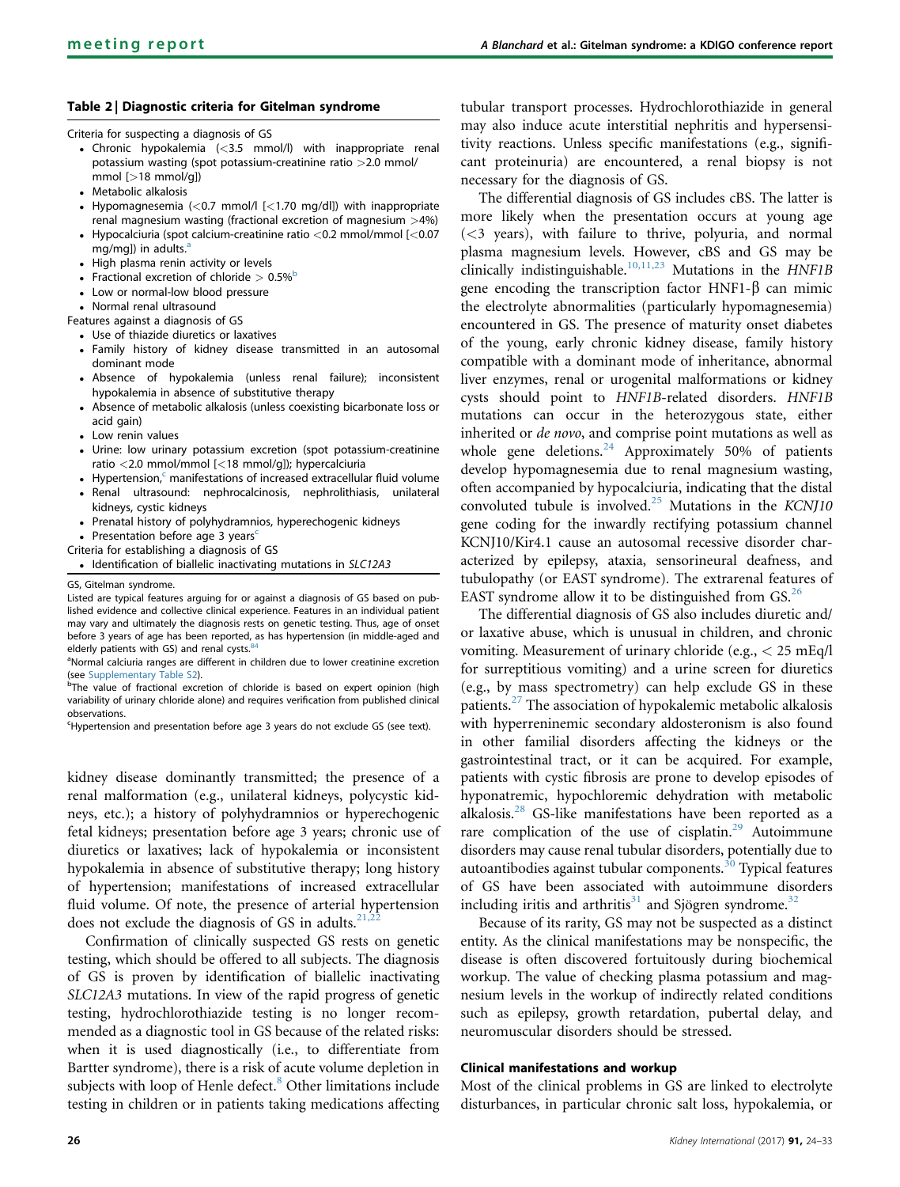**Table 2 | Diagnostic criteria for Gitelman syndrome**

Criteria for suspecting a diagnosis of GS

- Chronic hypokalemia (<3.5 mmol/l) with inappropriate renal potassium wasting (spot potassium-creatinine ratio >2.0 mmol/mmol [>18 mmol/g])
- Metabolic alkalosis
- Hypomagnesemia (<0.7 mmol/l [<1.70 mg/dl]) with inappropriate renal magnesium wasting (fractional excretion of magnesium >4%)
- Hypocalciuria (spot calcium-creatinine ratio <0.2 mmol/mmol [<0.07 mg/mg]) in adults.[a]
- High plasma renin activity or levels
- Fractional excretion of chloride > 0.5%[b]
- Low or normal-low blood pressure
- Normal renal ultrasound

Features against a diagnosis of GS

- Use of thiazide diuretics or laxatives
- Family history of kidney disease transmitted in an autosomal dominant mode
- Absence of hypokalemia (unless renal failure); inconsistent hypokalemia in absence of substitutive therapy
- Absence of metabolic alkalosis (unless coexisting bicarbonate loss or acid gain)
- Low renin values
- Urine: low urinary potassium excretion (spot potassium-creatinine ratio <2.0 mmol/mmol [<18 mmol/g]); hypercalciuria
- Hypertension,[c] manifestations of increased extracellular fluid volume
- Renal ultrasound: nephrocalcinosis, nephrolithiasis, unilateral kidneys, cystic kidneys
- Prenatal history of polyhydramnios, hyperechogenic kidneys
- Presentation before age 3 years[c]

Criteria for establishing a diagnosis of GS

- Identification of biallelic inactivating mutations in *SLC12A3*

GS, Gitelman syndrome.

Listed are typical features arguing for or against a diagnosis of GS based on published evidence and collective clinical experience. Features in an individual patient may vary and ultimately the diagnosis rests on genetic testing. Thus, age of onset before 3 years of age has been reported, as has hypertension (in middle-aged and elderly patients with GS) and renal cysts.[84]

[a]Normal calciuria ranges are different in children due to lower creatinine excretion (see Supplementary Table S2).

[b]The value of fractional excretion of chloride is based on expert opinion (high variability of urinary chloride alone) and requires verification from published clinical observations.

[c]Hypertension and presentation before age 3 years do not exclude GS (see text).

kidney disease dominantly transmitted; the presence of a renal malformation (e.g., unilateral kidneys, polycystic kidneys, etc.); a history of polyhydramnios or hyperechogenic fetal kidneys; presentation before age 3 years; chronic use of diuretics or laxatives; lack of hypokalemia or inconsistent hypokalemia in absence of substitutive therapy; long history of hypertension; manifestations of increased extracellular fluid volume. Of note, the presence of arterial hypertension does not exclude the diagnosis of GS in adults.[21,22]

Confirmation of clinically suspected GS rests on genetic testing, which should be offered to all subjects. The diagnosis of GS is proven by identification of biallelic inactivating *SLC12A3* mutations. In view of the rapid progress of genetic testing, hydrochlorothiazide testing is no longer recommended as a diagnostic tool in GS because of the related risks: when it is used diagnostically (i.e., to differentiate from Bartter syndrome), there is a risk of acute volume depletion in subjects with loop of Henle defect.[8] Other limitations include testing in children or in patients taking medications affecting tubular transport processes. Hydrochlorothiazide in general may also induce acute interstitial nephritis and hypersensitivity reactions. Unless specific manifestations (e.g., significant proteinuria) are encountered, a renal biopsy is not necessary for the diagnosis of GS.

The differential diagnosis of GS includes cBS. The latter is more likely when the presentation occurs at young age (<3 years), with failure to thrive, polyuria, and normal plasma magnesium levels. However, cBS and GS may be clinically indistinguishable.[10,11,23] Mutations in the *HNF1B* gene encoding the transcription factor HNF1-β can mimic the electrolyte abnormalities (particularly hypomagnesemia) encountered in GS. The presence of maturity onset diabetes of the young, early chronic kidney disease, family history compatible with a dominant mode of inheritance, abnormal liver enzymes, renal or urogenital malformations or kidney cysts should point to *HNF1B*-related disorders. *HNF1B* mutations can occur in the heterozygous state, either inherited or *de novo*, and comprise point mutations as well as whole gene deletions.[24] Approximately 50% of patients develop hypomagnesemia due to renal magnesium wasting, often accompanied by hypocalciuria, indicating that the distal convoluted tubule is involved.[25] Mutations in the *KCNJ10* gene coding for the inwardly rectifying potassium channel KCNJ10/Kir4.1 cause an autosomal recessive disorder characterized by epilepsy, ataxia, sensorineural deafness, and tubulopathy (or EAST syndrome). The extrarenal features of EAST syndrome allow it to be distinguished from GS.[26]

The differential diagnosis of GS also includes diuretic and/or laxative abuse, which is unusual in children, and chronic vomiting. Measurement of urinary chloride (e.g., < 25 mEq/l for surreptitious vomiting) and a urine screen for diuretics (e.g., by mass spectrometry) can help exclude GS in these patients.[27] The association of hypokalemic metabolic alkalosis with hyperreninemic secondary aldosteronism is also found in other familial disorders affecting the kidneys or the gastrointestinal tract, or it can be acquired. For example, patients with cystic fibrosis are prone to develop episodes of hyponatremic, hypochloremic dehydration with metabolic alkalosis.[28] GS-like manifestations have been reported as a rare complication of the use of cisplatin.[29] Autoimmune disorders may cause renal tubular disorders, potentially due to autoantibodies against tubular components.[30] Typical features of GS have been associated with autoimmune disorders including iritis and arthritis[31] and Sjögren syndrome.[32]

Because of its rarity, GS may not be suspected as a distinct entity. As the clinical manifestations may be nonspecific, the disease is often discovered fortuitously during biochemical workup. The value of checking plasma potassium and magnesium levels in the workup of indirectly related conditions such as epilepsy, growth retardation, pubertal delay, and neuromuscular disorders should be stressed.

### Clinical manifestations and workup

Most of the clinical problems in GS are linked to electrolyte disturbances, in particular chronic salt loss, hypokalemia, or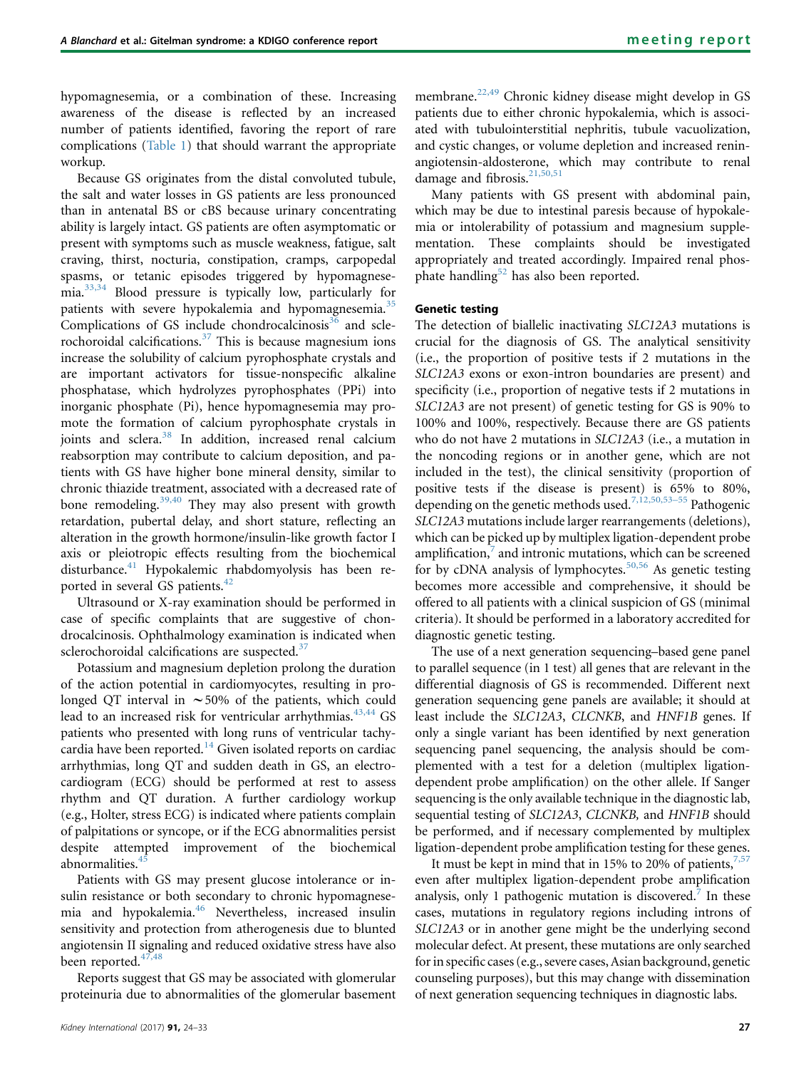hypomagnesemia, or a combination of these. Increasing awareness of the disease is reflected by an increased number of patients identified, favoring the report of rare complications (Table 1) that should warrant the appropriate workup.

Because GS originates from the distal convoluted tubule, the salt and water losses in GS patients are less pronounced than in antenatal BS or cBS because urinary concentrating ability is largely intact. GS patients are often asymptomatic or present with symptoms such as muscle weakness, fatigue, salt craving, thirst, nocturia, constipation, cramps, carpopedal spasms, or tetanic episodes triggered by hypomagnesemia.[33,34] Blood pressure is typically low, particularly for patients with severe hypokalemia and hypomagnesemia.[35] Complications of GS include chondrocalcinosis[36] and sclerochoroidal calcifications.[37] This is because magnesium ions increase the solubility of calcium pyrophosphate crystals and are important activators for tissue-nonspecific alkaline phosphatase, which hydrolyzes pyrophosphates (PPi) into inorganic phosphate (Pi), hence hypomagnesemia may promote the formation of calcium pyrophosphate crystals in joints and sclera.[38] In addition, increased renal calcium reabsorption may contribute to calcium deposition, and patients with GS have higher bone mineral density, similar to chronic thiazide treatment, associated with a decreased rate of bone remodeling.[39,40] They may also present with growth retardation, pubertal delay, and short stature, reflecting an alteration in the growth hormone/insulin-like growth factor I axis or pleiotropic effects resulting from the biochemical disturbance.[41] Hypokalemic rhabdomyolysis has been reported in several GS patients.[42]

Ultrasound or X-ray examination should be performed in case of specific complaints that are suggestive of chondrocalcinosis. Ophthalmology examination is indicated when sclerochoroidal calcifications are suspected.[37]

Potassium and magnesium depletion prolong the duration of the action potential in cardiomyocytes, resulting in prolonged QT interval in $\sim$50% of the patients, which could lead to an increased risk for ventricular arrhythmias.[43,44] GS patients who presented with long runs of ventricular tachycardia have been reported.[14] Given isolated reports on cardiac arrhythmias, long QT and sudden death in GS, an electrocardiogram (ECG) should be performed at rest to assess rhythm and QT duration. A further cardiology workup (e.g., Holter, stress ECG) is indicated where patients complain of palpitations or syncope, or if the ECG abnormalities persist despite attempted improvement of the biochemical abnormalities.[45]

Patients with GS may present glucose intolerance or insulin resistance or both secondary to chronic hypomagnesemia and hypokalemia.[46] Nevertheless, increased insulin sensitivity and protection from atherogenesis due to blunted angiotensin II signaling and reduced oxidative stress have also been reported.[47,48]

Reports suggest that GS may be associated with glomerular proteinuria due to abnormalities of the glomerular basement membrane.[22,49] Chronic kidney disease might develop in GS patients due to either chronic hypokalemia, which is associated with tubulointerstitial nephritis, tubule vacuolization, and cystic changes, or volume depletion and increased renin-angiotensin-aldosterone, which may contribute to renal damage and fibrosis.[21,50,51]

Many patients with GS present with abdominal pain, which may be due to intestinal paresis because of hypokalemia or intolerability of potassium and magnesium supplementation. These complaints should be investigated appropriately and treated accordingly. Impaired renal phosphate handling[52] has also been reported.

### Genetic testing

The detection of biallelic inactivating *SLC12A3* mutations is crucial for the diagnosis of GS. The analytical sensitivity (i.e., the proportion of positive tests if 2 mutations in the *SLC12A3* exons or exon-intron boundaries are present) and specificity (i.e., proportion of negative tests if 2 mutations in *SLC12A3* are not present) of genetic testing for GS is 90% to 100% and 100%, respectively. Because there are GS patients who do not have 2 mutations in *SLC12A3* (i.e., a mutation in the noncoding regions or in another gene, which are not included in the test), the clinical sensitivity (proportion of positive tests if the disease is present) is 65% to 80%, depending on the genetic methods used.[7,12,50,53–55] Pathogenic *SLC12A3* mutations include larger rearrangements (deletions), which can be picked up by multiplex ligation-dependent probe amplification,[7] and intronic mutations, which can be screened for by cDNA analysis of lymphocytes.[50,56] As genetic testing becomes more accessible and comprehensive, it should be offered to all patients with a clinical suspicion of GS (minimal criteria). It should be performed in a laboratory accredited for diagnostic genetic testing.

The use of a next generation sequencing–based gene panel to parallel sequence (in 1 test) all genes that are relevant in the differential diagnosis of GS is recommended. Different next generation sequencing gene panels are available; it should at least include the *SLC12A3*, *CLCNKB*, and *HNF1B* genes. If only a single variant has been identified by next generation sequencing panel sequencing, the analysis should be complemented with a test for a deletion (multiplex ligation-dependent probe amplification) on the other allele. If Sanger sequencing is the only available technique in the diagnostic lab, sequential testing of *SLC12A3*, *CLCNKB*, and *HNF1B* should be performed, and if necessary complemented by multiplex ligation-dependent probe amplification testing for these genes.

It must be kept in mind that in 15% to 20% of patients,[7,57] even after multiplex ligation-dependent probe amplification analysis, only 1 pathogenic mutation is discovered.[7] In these cases, mutations in regulatory regions including introns of *SLC12A3* or in another gene might be the underlying second molecular defect. At present, these mutations are only searched for in specific cases (e.g., severe cases, Asian background, genetic counseling purposes), but this may change with dissemination of next generation sequencing techniques in diagnostic labs.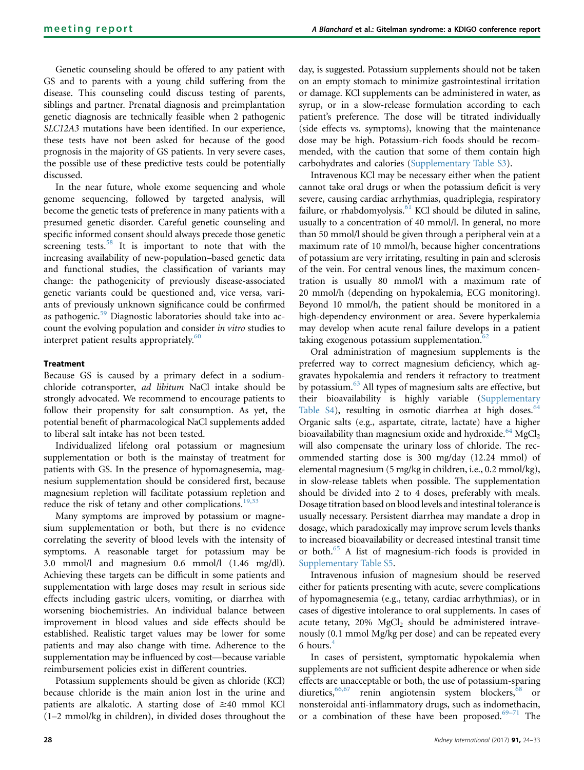Genetic counseling should be offered to any patient with GS and to parents with a young child suffering from the disease. This counseling could discuss testing of parents, siblings and partner. Prenatal diagnosis and preimplantation genetic diagnosis are technically feasible when 2 pathogenic *SLC12A3* mutations have been identified. In our experience, these tests have not been asked for because of the good prognosis in the majority of GS patients. In very severe cases, the possible use of these predictive tests could be potentially discussed.

In the near future, whole exome sequencing and whole genome sequencing, followed by targeted analysis, will become the genetic tests of preference in many patients with a presumed genetic disorder. Careful genetic counseling and specific informed consent should always precede those genetic screening tests.[58] It is important to note that with the increasing availability of new-population–based genetic data and functional studies, the classification of variants may change: the pathogenicity of previously disease-associated genetic variants could be questioned and, vice versa, variants of previously unknown significance could be confirmed as pathogenic.[59] Diagnostic laboratories should take into account the evolving population and consider *in vitro* studies to interpret patient results appropriately.[60]

### Treatment

Because GS is caused by a primary defect in a sodium-chloride cotransporter, *ad libitum* NaCl intake should be strongly advocated. We recommend to encourage patients to follow their propensity for salt consumption. As yet, the potential benefit of pharmacological NaCl supplements added to liberal salt intake has not been tested.

Individualized lifelong oral potassium or magnesium supplementation or both is the mainstay of treatment for patients with GS. In the presence of hypomagnesemia, magnesium supplementation should be considered first, because magnesium repletion will facilitate potassium repletion and reduce the risk of tetany and other complications.[19,33]

Many symptoms are improved by potassium or magnesium supplementation or both, but there is no evidence correlating the severity of blood levels with the intensity of symptoms. A reasonable target for potassium may be 3.0 mmol/l and magnesium 0.6 mmol/l (1.46 mg/dl). Achieving these targets can be difficult in some patients and supplementation with large doses may result in serious side effects including gastric ulcers, vomiting, or diarrhea with worsening biochemistries. An individual balance between improvement in blood values and side effects should be established. Realistic target values may be lower for some patients and may also change with time. Adherence to the supplementation may be influenced by cost—because variable reimbursement policies exist in different countries.

Potassium supplements should be given as chloride (KCl) because chloride is the main anion lost in the urine and patients are alkalotic. A starting dose of $\geq$40 mmol KCl (1–2 mmol/kg in children), in divided doses throughout the day, is suggested. Potassium supplements should not be taken on an empty stomach to minimize gastrointestinal irritation or damage. KCl supplements can be administered in water, as syrup, or in a slow-release formulation according to each patient's preference. The dose will be titrated individually (side effects vs. symptoms), knowing that the maintenance dose may be high. Potassium-rich foods should be recommended, with the caution that some of them contain high carbohydrates and calories (Supplementary Table S3).

Intravenous KCl may be necessary either when the patient cannot take oral drugs or when the potassium deficit is very severe, causing cardiac arrhythmias, quadriplegia, respiratory failure, or rhabdomyolysis.[61] KCl should be diluted in saline, usually to a concentration of 40 mmol/l. In general, no more than 50 mmol/l should be given through a peripheral vein at a maximum rate of 10 mmol/h, because higher concentrations of potassium are very irritating, resulting in pain and sclerosis of the vein. For central venous lines, the maximum concentration is usually 80 mmol/l with a maximum rate of 20 mmol/h (depending on hypokalemia, ECG monitoring). Beyond 10 mmol/h, the patient should be monitored in a high-dependency environment or area. Severe hyperkalemia may develop when acute renal failure develops in a patient taking exogenous potassium supplementation.[62]

Oral administration of magnesium supplements is the preferred way to correct magnesium deficiency, which aggravates hypokalemia and renders it refractory to treatment by potassium.[63] All types of magnesium salts are effective, but their bioavailability is highly variable (Supplementary Table S4), resulting in osmotic diarrhea at high doses.[64] Organic salts (e.g., aspartate, citrate, lactate) have a higher bioavailability than magnesium oxide and hydroxide.[64] $MgCl_2$ will also compensate the urinary loss of chloride. The recommended starting dose is 300 mg/day (12.24 mmol) of elemental magnesium (5 mg/kg in children, i.e., 0.2 mmol/kg), in slow-release tablets when possible. The supplementation should be divided into 2 to 4 doses, preferably with meals. Dosage titration based on blood levels and intestinal tolerance is usually necessary. Persistent diarrhea may mandate a drop in dosage, which paradoxically may improve serum levels thanks to increased bioavailability or decreased intestinal transit time or both.[65] A list of magnesium-rich foods is provided in Supplementary Table S5.

Intravenous infusion of magnesium should be reserved either for patients presenting with acute, severe complications of hypomagnesemia (e.g., tetany, cardiac arrhythmias), or in cases of digestive intolerance to oral supplements. In cases of acute tetany, 20% $MgCl_2$ should be administered intravenously (0.1 mmol Mg/kg per dose) and can be repeated every 6 hours.[4]

In cases of persistent, symptomatic hypokalemia when supplements are not sufficient despite adherence or when side effects are unacceptable or both, the use of potassium-sparing diuretics,[66,67] renin angiotensin system blockers,[68] or nonsteroidal anti-inflammatory drugs, such as indomethacin, or a combination of these have been proposed.[69–71] The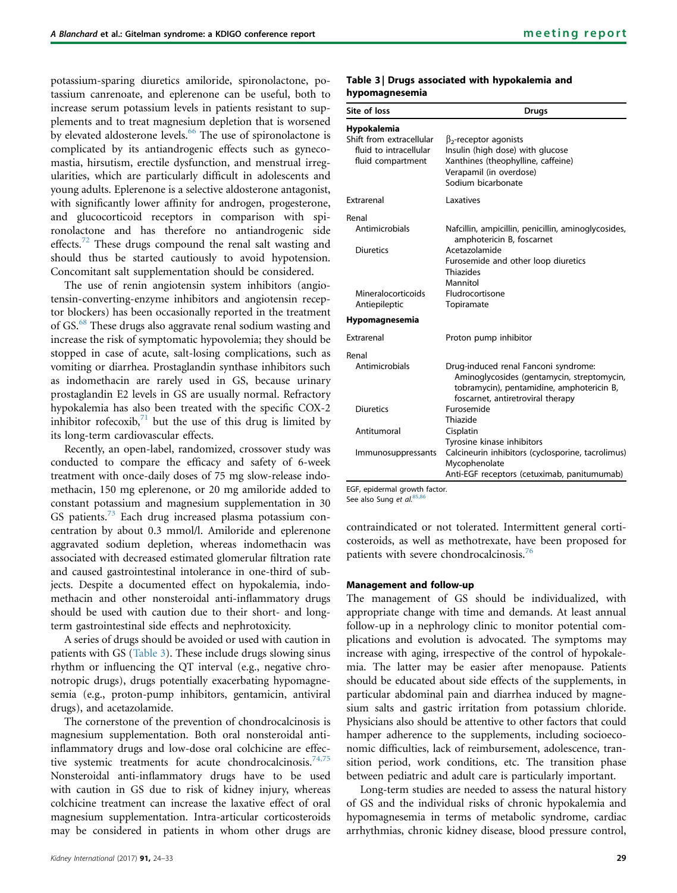potassium-sparing diuretics amiloride, spironolactone, potassium canrenoate, and eplerenone can be useful, both to increase serum potassium levels in patients resistant to supplements and to treat magnesium depletion that is worsened by elevated aldosterone levels.[66] The use of spironolactone is complicated by its antiandrogenic effects such as gynecomastia, hirsutism, erectile dysfunction, and menstrual irregularities, which are particularly difficult in adolescents and young adults. Eplerenone is a selective aldosterone antagonist, with significantly lower affinity for androgen, progesterone, and glucocorticoid receptors in comparison with spironolactone and has therefore no antiandrogenic side effects.[72] These drugs compound the renal salt wasting and should thus be started cautiously to avoid hypotension. Concomitant salt supplementation should be considered.

The use of renin angiotensin system inhibitors (angiotensin-converting-enzyme inhibitors and angiotensin receptor blockers) has been occasionally reported in the treatment of GS.[68] These drugs also aggravate renal sodium wasting and increase the risk of symptomatic hypovolemia; they should be stopped in case of acute, salt-losing complications, such as vomiting or diarrhea. Prostaglandin synthase inhibitors such as indomethacin are rarely used in GS, because urinary prostaglandin E2 levels in GS are usually normal. Refractory hypokalemia has also been treated with the specific COX-2 inhibitor rofecoxib,[71] but the use of this drug is limited by its long-term cardiovascular effects.

Recently, an open-label, randomized, crossover study was conducted to compare the efficacy and safety of 6-week treatment with once-daily doses of 75 mg slow-release indomethacin, 150 mg eplerenone, or 20 mg amiloride added to constant potassium and magnesium supplementation in 30 GS patients.[73] Each drug increased plasma potassium concentration by about 0.3 mmol/l. Amiloride and eplerenone aggravated sodium depletion, whereas indomethacin was associated with decreased estimated glomerular filtration rate and caused gastrointestinal intolerance in one-third of subjects. Despite a documented effect on hypokalemia, indomethacin and other nonsteroidal anti-inflammatory drugs should be used with caution due to their short- and long-term gastrointestinal side effects and nephrotoxicity.

A series of drugs should be avoided or used with caution in patients with GS (Table 3). These include drugs slowing sinus rhythm or influencing the QT interval (e.g., negative chronotropic drugs), drugs potentially exacerbating hypomagnesemia (e.g., proton-pump inhibitors, gentamicin, antiviral drugs), and acetazolamide.

The cornerstone of the prevention of chondrocalcinosis is magnesium supplementation. Both oral nonsteroidal anti-inflammatory drugs and low-dose oral colchicine are effective systemic treatments for acute chondrocalcinosis.[74,75] Nonsteroidal anti-inflammatory drugs have to be used with caution in GS due to risk of kidney injury, whereas colchicine treatment can increase the laxative effect of oral magnesium supplementation. Intra-articular corticosteroids may be considered in patients in whom other drugs are contraindicated or not tolerated. Intermittent general corticosteroids, as well as methotrexate, have been proposed for patients with severe chondrocalcinosis.[76]

**Table 3 | Drugs associated with hypokalemia and hypomagnesemia**

| Site of loss | Drugs |
|---|---|
| **Hypokalemia** | |
| Shift from extracellular fluid to intracellular fluid compartment | $\beta_2$-receptor agonists<br>Insulin (high dose) with glucose<br>Xanthines (theophylline, caffeine)<br>Verapamil (in overdose)<br>Sodium bicarbonate |
| Extrarenal | Laxatives |
| Renal | |
| Antimicrobials | Nafcillin, ampicillin, penicillin, aminoglycosides, amphotericin B, foscarnet |
| Diuretics | Acetazolamide<br>Furosemide and other loop diuretics<br>Thiazides<br>Mannitol |
| Mineralocorticoids | Fludrocortisone |
| Antiepileptic | Topiramate |
| **Hypomagnesemia** | |
| Extrarenal | Proton pump inhibitor |
| Renal | |
| Antimicrobials | Drug-induced renal Fanconi syndrome: Aminoglycosides (gentamycin, streptomycin, tobramycin), pentamidine, amphotericin B, foscarnet, antiretroviral therapy |
| Diuretics | Furosemide<br>Thiazide |
| Antitumoral | Cisplatin<br>Tyrosine kinase inhibitors |
| Immunosuppressants | Calcineurin inhibitors (cyclosporine, tacrolimus)<br>Mycophenolate<br>Anti-EGF receptors (cetuximab, panitumumab) |

EGF, epidermal growth factor.
See also Sung *et al.*[85,86]

### Management and follow-up

The management of GS should be individualized, with appropriate change with time and demands. At least annual follow-up in a nephrology clinic to monitor potential complications and evolution is advocated. The symptoms may increase with aging, irrespective of the control of hypokalemia. The latter may be easier after menopause. Patients should be educated about side effects of the supplements, in particular abdominal pain and diarrhea induced by magnesium salts and gastric irritation from potassium chloride. Physicians also should be attentive to other factors that could hamper adherence to the supplements, including socioeconomic difficulties, lack of reimbursement, adolescence, transition period, work conditions, etc. The transition phase between pediatric and adult care is particularly important.

Long-term studies are needed to assess the natural history of GS and the individual risks of chronic hypokalemia and hypomagnesemia in terms of metabolic syndrome, cardiac arrhythmias, chronic kidney disease, blood pressure control,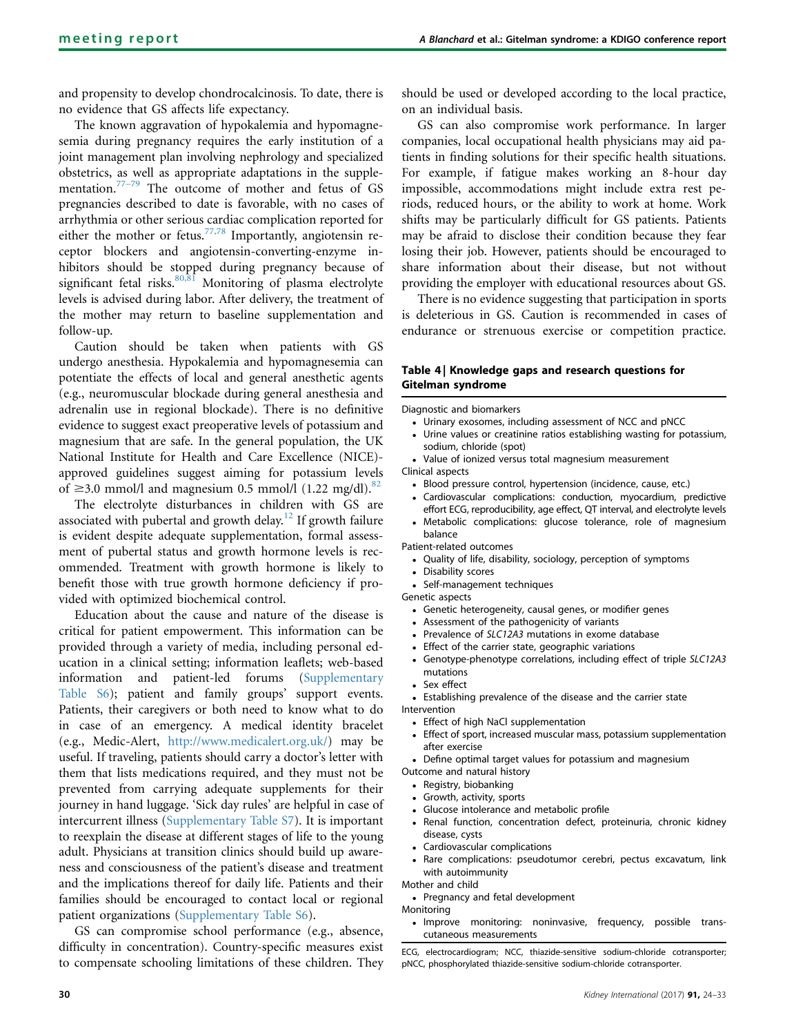and propensity to develop chondrocalcinosis. To date, there is no evidence that GS affects life expectancy.

The known aggravation of hypokalemia and hypomagnesemia during pregnancy requires the early institution of a joint management plan involving nephrology and specialized obstetrics, as well as appropriate adaptations in the supplementation.[77–79] The outcome of mother and fetus of GS pregnancies described to date is favorable, with no cases of arrhythmia or other serious cardiac complication reported for either the mother or fetus.[77,78] Importantly, angiotensin receptor blockers and angiotensin-converting-enzyme inhibitors should be stopped during pregnancy because of significant fetal risks.[80,81] Monitoring of plasma electrolyte levels is advised during labor. After delivery, the treatment of the mother may return to baseline supplementation and follow-up.

Caution should be taken when patients with GS undergo anesthesia. Hypokalemia and hypomagnesemia can potentiate the effects of local and general anesthetic agents (e.g., neuromuscular blockade during general anesthesia and adrenalin use in regional blockade). There is no definitive evidence to suggest exact preoperative levels of potassium and magnesium that are safe. In the general population, the UK National Institute for Health and Care Excellence (NICE)-approved guidelines suggest aiming for potassium levels of ≥3.0 mmol/l and magnesium 0.5 mmol/l (1.22 mg/dl).[82]

The electrolyte disturbances in children with GS are associated with pubertal and growth delay.[12] If growth failure is evident despite adequate supplementation, formal assessment of pubertal status and growth hormone levels is recommended. Treatment with growth hormone is likely to benefit those with true growth hormone deficiency if provided with optimized biochemical control.

Education about the cause and nature of the disease is critical for patient empowerment. This information can be provided through a variety of media, including personal education in a clinical setting; information leaflets; web-based information and patient-led forums (Supplementary Table S6); patient and family groups' support events. Patients, their caregivers or both need to know what to do in case of an emergency. A medical identity bracelet (e.g., Medic-Alert, http://www.medicalert.org.uk/) may be useful. If traveling, patients should carry a doctor's letter with them that lists medications required, and they must not be prevented from carrying adequate supplements for their journey in hand luggage. 'Sick day rules' are helpful in case of intercurrent illness (Supplementary Table S7). It is important to reexplain the disease at different stages of life to the young adult. Physicians at transition clinics should build up awareness and consciousness of the patient's disease and treatment and the implications thereof for daily life. Patients and their families should be encouraged to contact local or regional patient organizations (Supplementary Table S6).

GS can compromise school performance (e.g., absence, difficulty in concentration). Country-specific measures exist to compensate schooling limitations of these children. They should be used or developed according to the local practice, on an individual basis.

GS can also compromise work performance. In larger companies, local occupational health physicians may aid patients in finding solutions for their specific health situations. For example, if fatigue makes working an 8-hour day impossible, accommodations might include extra rest periods, reduced hours, or the ability to work at home. Work shifts may be particularly difficult for GS patients. Patients may be afraid to disclose their condition because they fear losing their job. However, patients should be encouraged to share information about their disease, but not without providing the employer with educational resources about GS.

There is no evidence suggesting that participation in sports is deleterious in GS. Caution is recommended in cases of endurance or strenuous exercise or competition practice.

**Table 4 | Knowledge gaps and research questions for Gitelman syndrome**

Diagnostic and biomarkers
- Urinary exosomes, including assessment of NCC and pNCC
- Urine values or creatinine ratios establishing wasting for potassium, sodium, chloride (spot)
- Value of ionized versus total magnesium measurement

Clinical aspects
- Blood pressure control, hypertension (incidence, cause, etc.)
- Cardiovascular complications: conduction, myocardium, predictive effort ECG, reproducibility, age effect, QT interval, and electrolyte levels
- Metabolic complications: glucose tolerance, role of magnesium balance

Patient-related outcomes
- Quality of life, disability, sociology, perception of symptoms
- Disability scores
- Self-management techniques

Genetic aspects
- Genetic heterogeneity, causal genes, or modifier genes
- Assessment of the pathogenicity of variants
- Prevalence of *SLC12A3* mutations in exome database
- Effect of the carrier state, geographic variations
- Genotype-phenotype correlations, including effect of triple *SLC12A3* mutations
- Sex effect
- Establishing prevalence of the disease and the carrier state

Intervention
- Effect of high NaCl supplementation
- Effect of sport, increased muscular mass, potassium supplementation after exercise
- Define optimal target values for potassium and magnesium

Outcome and natural history
- Registry, biobanking
- Growth, activity, sports
- Glucose intolerance and metabolic profile
- Renal function, concentration defect, proteinuria, chronic kidney disease, cysts
- Cardiovascular complications
- Rare complications: pseudotumor cerebri, pectus excavatum, link with autoimmunity

Mother and child
- Pregnancy and fetal development

Monitoring
- Improve monitoring: noninvasive, frequency, possible transcutaneous measurements

ECG, electrocardiogram; NCC, thiazide-sensitive sodium-chloride cotransporter; pNCC, phosphorylated thiazide-sensitive sodium-chloride cotransporter.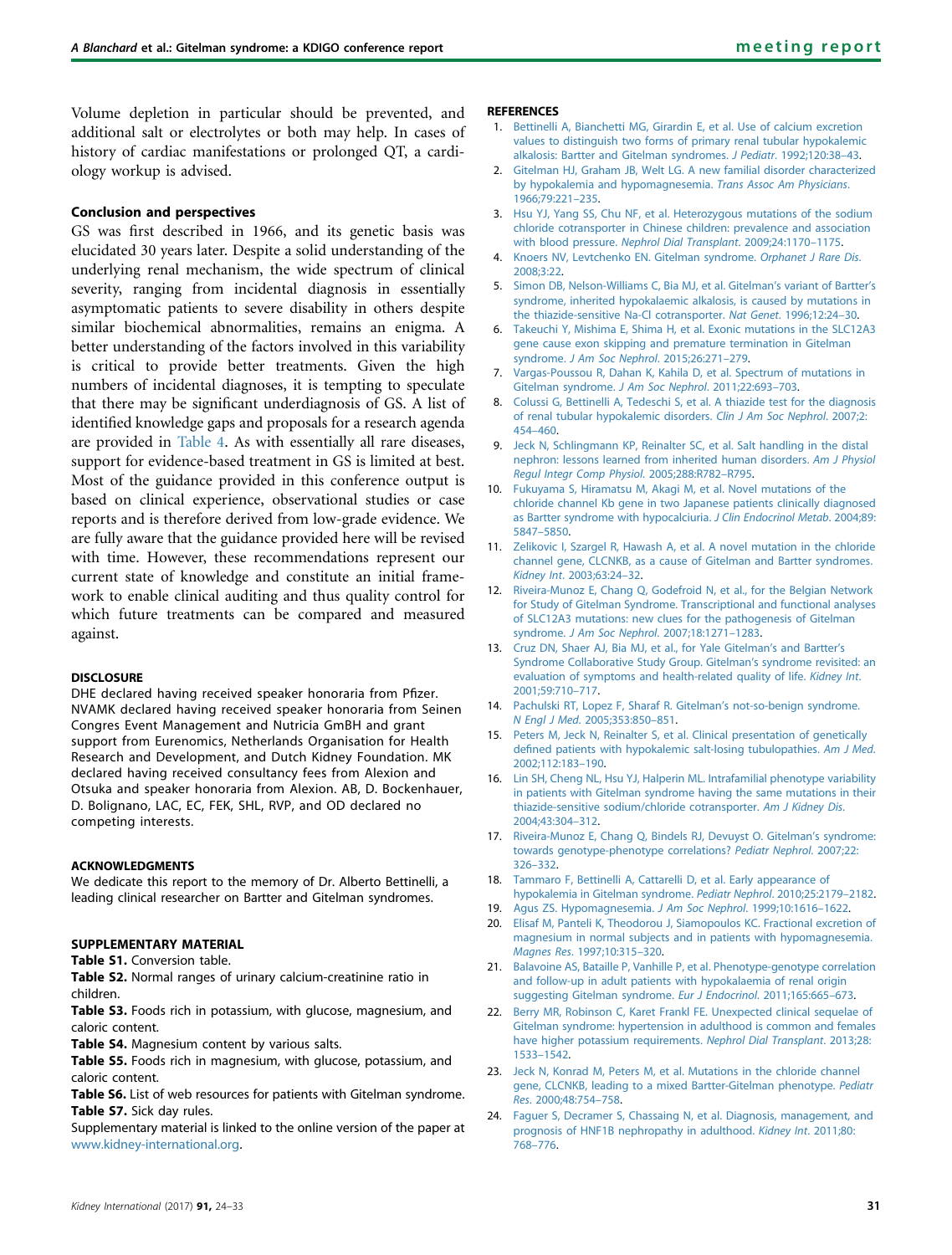Volume depletion in particular should be prevented, and additional salt or electrolytes or both may help. In cases of history of cardiac manifestations or prolonged QT, a cardiology workup is advised.

### Conclusion and perspectives

GS was first described in 1966, and its genetic basis was elucidated 30 years later. Despite a solid understanding of the underlying renal mechanism, the wide spectrum of clinical severity, ranging from incidental diagnosis in essentially asymptomatic patients to severe disability in others despite similar biochemical abnormalities, remains an enigma. A better understanding of the factors involved in this variability is critical to provide better treatments. Given the high numbers of incidental diagnoses, it is tempting to speculate that there may be significant underdiagnosis of GS. A list of identified knowledge gaps and proposals for a research agenda are provided in Table 4. As with essentially all rare diseases, support for evidence-based treatment in GS is limited at best. Most of the guidance provided in this conference output is based on clinical experience, observational studies or case reports and is therefore derived from low-grade evidence. We are fully aware that the guidance provided here will be revised with time. However, these recommendations represent our current state of knowledge and constitute an initial framework to enable clinical auditing and thus quality control for which future treatments can be compared and measured against.

### DISCLOSURE

DHE declared having received speaker honoraria from Pfizer. NVAMK declared having received speaker honoraria from Seinen Congres Event Management and Nutricia GmbH and grant support from Eurenomics, Netherlands Organisation for Health Research and Development, and Dutch Kidney Foundation. MK declared having received consultancy fees from Alexion and Otsuka and speaker honoraria from Alexion. AB, D. Bockenhauer, D. Bolignano, LAC, EC, FEK, SHL, RVP, and OD declared no competing interests.

### ACKNOWLEDGMENTS

We dedicate this report to the memory of Dr. Alberto Bettinelli, a leading clinical researcher on Bartter and Gitelman syndromes.

### SUPPLEMENTARY MATERIAL

**Table S1.** Conversion table.

**Table S2.** Normal ranges of urinary calcium-creatinine ratio in children.

**Table S3.** Foods rich in potassium, with glucose, magnesium, and caloric content.

**Table S4.** Magnesium content by various salts.

**Table S5.** Foods rich in magnesium, with glucose, potassium, and caloric content.

**Table S6.** List of web resources for patients with Gitelman syndrome.

**Table S7.** Sick day rules.

Supplementary material is linked to the online version of the paper at www.kidney-international.org.

### REFERENCES

1. Bettinelli A, Bianchetti MG, Girardin E, et al. Use of calcium excretion values to distinguish two forms of primary renal tubular hypokalemic alkalosis: Bartter and Gitelman syndromes. *J Pediatr*. 1992;120:38–43.
2. Gitelman HJ, Graham JB, Welt LG. A new familial disorder characterized by hypokalemia and hypomagnesemia. *Trans Assoc Am Physicians*. 1966;79:221–235.
3. Hsu YJ, Yang SS, Chu NF, et al. Heterozygous mutations of the sodium chloride cotransporter in Chinese children: prevalence and association with blood pressure. *Nephrol Dial Transplant*. 2009;24:1170–1175.
4. Knoers NV, Levtchenko EN. Gitelman syndrome. *Orphanet J Rare Dis*. 2008;3:22.
5. Simon DB, Nelson-Williams C, Bia MJ, et al. Gitelman's variant of Bartter's syndrome, inherited hypokalaemic alkalosis, is caused by mutations in the thiazide-sensitive Na-Cl cotransporter. *Nat Genet*. 1996;12:24–30.
6. Takeuchi Y, Mishima E, Shima H, et al. Exonic mutations in the SLC12A3 gene cause exon skipping and premature termination in Gitelman syndrome. *J Am Soc Nephrol*. 2015;26:271–279.
7. Vargas-Poussou R, Dahan K, Kahila D, et al. Spectrum of mutations in Gitelman syndrome. *J Am Soc Nephrol*. 2011;22:693–703.
8. Colussi G, Bettinelli A, Tedeschi S, et al. A thiazide test for the diagnosis of renal tubular hypokalemic disorders. *Clin J Am Soc Nephrol*. 2007;2:454–460.
9. Jeck N, Schlingmann KP, Reinalter SC, et al. Salt handling in the distal nephron: lessons learned from inherited human disorders. *Am J Physiol Regul Integr Comp Physiol*. 2005;288:R782–R795.
10. Fukuyama S, Hiramatsu M, Akagi M, et al. Novel mutations of the chloride channel Kb gene in two Japanese patients clinically diagnosed as Bartter syndrome with hypocalciuria. *J Clin Endocrinol Metab*. 2004;89:5847–5850.
11. Zelikovic I, Szargel R, Hawash A, et al. A novel mutation in the chloride channel gene, CLCNKB, as a cause of Gitelman and Bartter syndromes. *Kidney Int*. 2003;63:24–32.
12. Riveira-Munoz E, Chang Q, Godefroid N, et al., for the Belgian Network for Study of Gitelman Syndrome. Transcriptional and functional analyses of SLC12A3 mutations: new clues for the pathogenesis of Gitelman syndrome. *J Am Soc Nephrol*. 2007;18:1271–1283.
13. Cruz DN, Shaer AJ, Bia MJ, et al., for Yale Gitelman's and Bartter's Syndrome Collaborative Study Group. Gitelman's syndrome revisited: an evaluation of symptoms and health-related quality of life. *Kidney Int*. 2001;59:710–717.
14. Pachulski RT, Lopez F, Sharaf R. Gitelman's not-so-benign syndrome. *N Engl J Med*. 2005;353:850–851.
15. Peters M, Jeck N, Reinalter S, et al. Clinical presentation of genetically defined patients with hypokalemic salt-losing tubulopathies. *Am J Med*. 2002;112:183–190.
16. Lin SH, Cheng NL, Hsu YJ, Halperin ML. Intrafamilial phenotype variability in patients with Gitelman syndrome having the same mutations in their thiazide-sensitive sodium/chloride cotransporter. *Am J Kidney Dis*. 2004;43:304–312.
17. Riveira-Munoz E, Chang Q, Bindels RJ, Devuyst O. Gitelman's syndrome: towards genotype-phenotype correlations? *Pediatr Nephrol*. 2007;22:326–332.
18. Tammaro F, Bettinelli A, Cattarelli D, et al. Early appearance of hypokalemia in Gitelman syndrome. *Pediatr Nephrol*. 2010;25:2179–2182.
19. Agus ZS. Hypomagnesemia. *J Am Soc Nephrol*. 1999;10:1616–1622.
20. Elisaf M, Panteli K, Theodorou J, Siamopoulos KC. Fractional excretion of magnesium in normal subjects and in patients with hypomagnesemia. *Magnes Res*. 1997;10:315–320.
21. Balavoine AS, Bataille P, Vanhille P, et al. Phenotype-genotype correlation and follow-up in adult patients with hypokalaemia of renal origin suggesting Gitelman syndrome. *Eur J Endocrinol*. 2011;165:665–673.
22. Berry MR, Robinson C, Karet Frankl FE. Unexpected clinical sequelae of Gitelman syndrome: hypertension in adulthood is common and females have higher potassium requirements. *Nephrol Dial Transplant*. 2013;28:1533–1542.
23. Jeck N, Konrad M, Peters M, et al. Mutations in the chloride channel gene, CLCNKB, leading to a mixed Bartter-Gitelman phenotype. *Pediatr Res*. 2000;48:754–758.
24. Faguer S, Decramer S, Chassaing N, et al. Diagnosis, management, and prognosis of HNF1B nephropathy in adulthood. *Kidney Int*. 2011;80:768–776.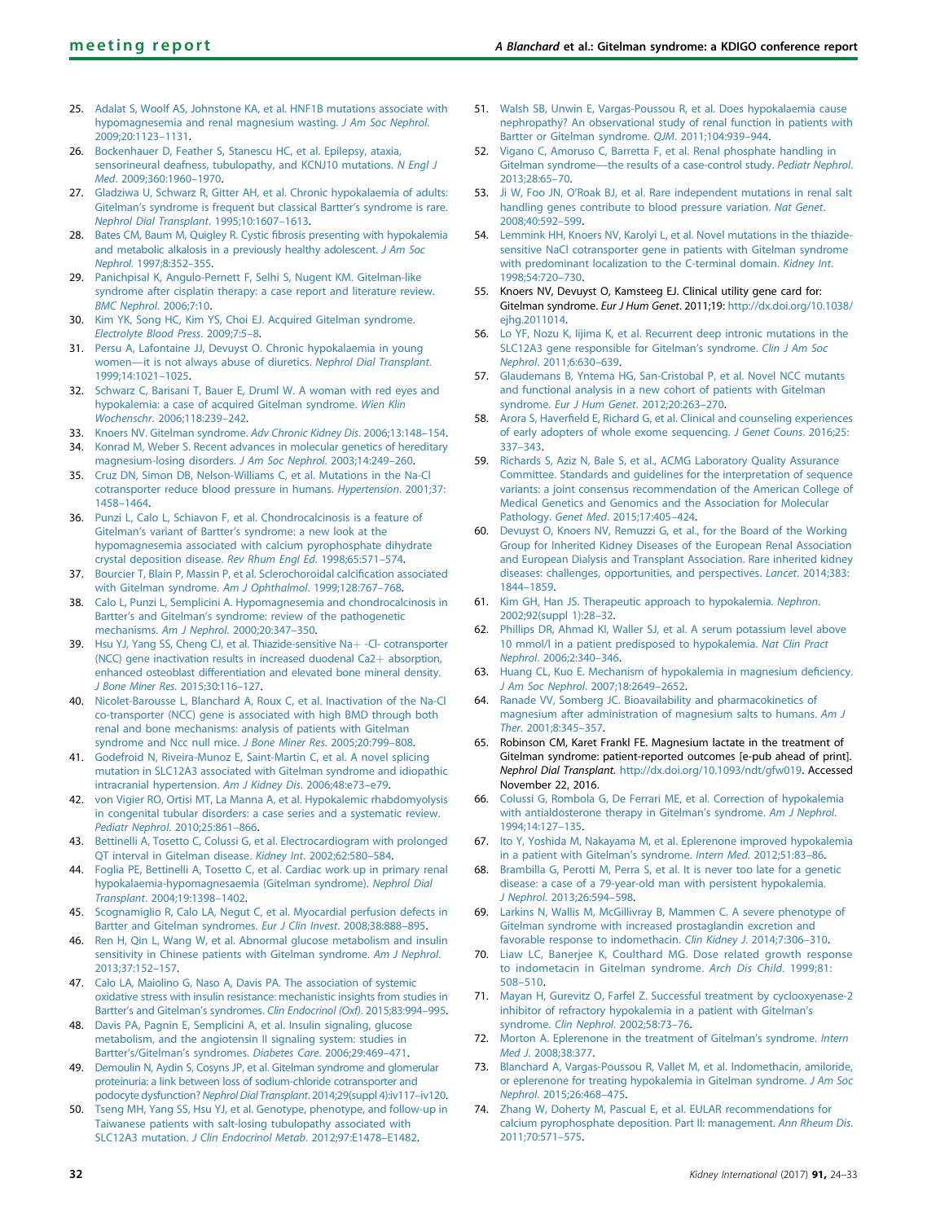25. Adalat S, Woolf AS, Johnstone KA, et al. HNF1B mutations associate with hypomagnesemia and renal magnesium wasting. *J Am Soc Nephrol*. 2009;20:1123–1131.
26. Bockenhauer D, Feather S, Stanescu HC, et al. Epilepsy, ataxia, sensorineural deafness, tubulopathy, and KCNJ10 mutations. *N Engl J Med*. 2009;360:1960–1970.
27. Gladziwa U, Schwarz R, Gitter AH, et al. Chronic hypokalaemia of adults: Gitelman's syndrome is frequent but classical Bartter's syndrome is rare. *Nephrol Dial Transplant*. 1995;10:1607–1613.
28. Bates CM, Baum M, Quigley R. Cystic fibrosis presenting with hypokalemia and metabolic alkalosis in a previously healthy adolescent. *J Am Soc Nephrol*. 1997;8:352–355.
29. Panichpisal K, Angulo-Pernett F, Selhi S, Nugent KM. Gitelman-like syndrome after cisplatin therapy: a case report and literature review. *BMC Nephrol*. 2006;7:10.
30. Kim YK, Song HC, Kim YS, Choi EJ. Acquired Gitelman syndrome. *Electrolyte Blood Press*. 2009;7:5–8.
31. Persu A, Lafontaine JJ, Devuyst O. Chronic hypokalaemia in young women—it is not always abuse of diuretics. *Nephrol Dial Transplant*. 1999;14:1021–1025.
32. Schwarz C, Barisani T, Bauer E, Druml W. A woman with red eyes and hypokalemia: a case of acquired Gitelman syndrome. *Wien Klin Wochenschr*. 2006;118:239–242.
33. Knoers NV. Gitelman syndrome. *Adv Chronic Kidney Dis*. 2006;13:148–154.
34. Konrad M, Weber S. Recent advances in molecular genetics of hereditary magnesium-losing disorders. *J Am Soc Nephrol*. 2003;14:249–260.
35. Cruz DN, Simon DB, Nelson-Williams C, et al. Mutations in the Na-Cl cotransporter reduce blood pressure in humans. *Hypertension*. 2001;37:1458–1464.
36. Punzi L, Calo L, Schiavon F, et al. Chondrocalcinosis is a feature of Gitelman's variant of Bartter's syndrome: a new look at the hypomagnesemia associated with calcium pyrophosphate dihydrate crystal deposition disease. *Rev Rhum Engl Ed*. 1998;65:571–574.
37. Bourcier T, Blain P, Massin P, et al. Sclerochoroidal calcification associated with Gitelman syndrome. *Am J Ophthalmol*. 1999;128:767–768.
38. Calo L, Punzi L, Semplicini A. Hypomagnesemia and chondrocalcinosis in Bartter's and Gitelman's syndrome: review of the pathogenetic mechanisms. *Am J Nephrol*. 2000;20:347–350.
39. Hsu YJ, Yang SS, Cheng CJ, et al. Thiazide-sensitive Na+ -Cl- cotransporter (NCC) gene inactivation results in increased duodenal Ca2+ absorption, enhanced osteoblast differentiation and elevated bone mineral density. *J Bone Miner Res*. 2015;30:116–127.
40. Nicolet-Barousse L, Blanchard A, Roux C, et al. Inactivation of the Na-Cl co-transporter (NCC) gene is associated with high BMD through both renal and bone mechanisms: analysis of patients with Gitelman syndrome and Ncc null mice. *J Bone Miner Res*. 2005;20:799–808.
41. Godefroid N, Riveira-Munoz E, Saint-Martin C, et al. A novel splicing mutation in SLC12A3 associated with Gitelman syndrome and idiopathic intracranial hypertension. *Am J Kidney Dis*. 2006;48:e73–e79.
42. von Vigier RO, Ortisi MT, La Manna A, et al. Hypokalemic rhabdomyolysis in congenital tubular disorders: a case series and a systematic review. *Pediatr Nephrol*. 2010;25:861–866.
43. Bettinelli A, Tosetto C, Colussi G, et al. Electrocardiogram with prolonged QT interval in Gitelman disease. *Kidney Int*. 2002;62:580–584.
44. Foglia PE, Bettinelli A, Tosetto C, et al. Cardiac work up in primary renal hypokalaemia-hypomagnesaemia (Gitelman syndrome). *Nephrol Dial Transplant*. 2004;19:1398–1402.
45. Scognamiglio R, Calo LA, Negut C, et al. Myocardial perfusion defects in Bartter and Gitelman syndromes. *Eur J Clin Invest*. 2008;38:888–895.
46. Ren H, Qin L, Wang W, et al. Abnormal glucose metabolism and insulin sensitivity in Chinese patients with Gitelman syndrome. *Am J Nephrol*. 2013;37:152–157.
47. Calo LA, Maiolino G, Naso A, Davis PA. The association of systemic oxidative stress with insulin resistance: mechanistic insights from studies in Bartter's and Gitelman's syndromes. *Clin Endocrinol (Oxf)*. 2015;83:994–995.
48. Davis PA, Pagnin E, Semplicini A, et al. Insulin signaling, glucose metabolism, and the angiotensin II signaling system: studies in Bartter's/Gitelman's syndromes. *Diabetes Care*. 2006;29:469–471.
49. Demoulin N, Aydin S, Cosyns JP, et al. Gitelman syndrome and glomerular proteinuria: a link between loss of sodium-chloride cotransporter and podocyte dysfunction? *Nephrol Dial Transplant*. 2014;29(suppl 4):iv117–iv120.
50. Tseng MH, Yang SS, Hsu YJ, et al. Genotype, phenotype, and follow-up in Taiwanese patients with salt-losing tubulopathy associated with SLC12A3 mutation. *J Clin Endocrinol Metab*. 2012;97:E1478–E1482.
51. Walsh SB, Unwin E, Vargas-Poussou R, et al. Does hypokalaemia cause nephropathy? An observational study of renal function in patients with Bartter or Gitelman syndrome. *QJM*. 2011;104:939–944.
52. Vigano C, Amoruso C, Barretta F, et al. Renal phosphate handling in Gitelman syndrome—the results of a case-control study. *Pediatr Nephrol*. 2013;28:65–70.
53. Ji W, Foo JN, O'Roak BJ, et al. Rare independent mutations in renal salt handling genes contribute to blood pressure variation. *Nat Genet*. 2008;40:592–599.
54. Lemmink HH, Knoers NV, Karolyi L, et al. Novel mutations in the thiazide-sensitive NaCl cotransporter gene in patients with Gitelman syndrome with predominant localization to the C-terminal domain. *Kidney Int*. 1998;54:720–730.
55. Knoers NV, Devuyst O, Kamsteeg EJ. Clinical utility gene card for: Gitelman syndrome. *Eur J Hum Genet*. 2011;19: http://dx.doi.org/10.1038/ejhg.2011014.
56. Lo YF, Nozu K, Iijima K, et al. Recurrent deep intronic mutations in the SLC12A3 gene responsible for Gitelman's syndrome. *Clin J Am Soc Nephrol*. 2011;6:630–639.
57. Glaudemans B, Yntema HG, San-Cristobal P, et al. Novel NCC mutants and functional analysis in a new cohort of patients with Gitelman syndrome. *Eur J Hum Genet*. 2012;20:263–270.
58. Arora S, Haverfield E, Richard G, et al. Clinical and counseling experiences of early adopters of whole exome sequencing. *J Genet Couns*. 2016;25: 337–343.
59. Richards S, Aziz N, Bale S, et al., ACMG Laboratory Quality Assurance Committee. Standards and guidelines for the interpretation of sequence variants: a joint consensus recommendation of the American College of Medical Genetics and Genomics and the Association for Molecular Pathology. *Genet Med*. 2015;17:405–424.
60. Devuyst O, Knoers NV, Remuzzi G, et al., for the Board of the Working Group for Inherited Kidney Diseases of the European Renal Association and European Dialysis and Transplant Association. Rare inherited kidney diseases: challenges, opportunities, and perspectives. *Lancet*. 2014;383: 1844–1859.
61. Kim GH, Han JS. Therapeutic approach to hypokalemia. *Nephron*. 2002;92(suppl 1):28–32.
62. Phillips DR, Ahmad KI, Waller SJ, et al. A serum potassium level above 10 mmol/l in a patient predisposed to hypokalemia. *Nat Clin Pract Nephrol*. 2006;2:340–346.
63. Huang CL, Kuo E. Mechanism of hypokalemia in magnesium deficiency. *J Am Soc Nephrol*. 2007;18:2649–2652.
64. Ranade VV, Somberg JC. Bioavailability and pharmacokinetics of magnesium after administration of magnesium salts to humans. *Am J Ther*. 2001;8:345–357.
65. Robinson CM, Karet Frankl FE. Magnesium lactate in the treatment of Gitelman syndrome: patient-reported outcomes [e-pub ahead of print]. *Nephrol Dial Transplant*. http://dx.doi.org/10.1093/ndt/gfw019. Accessed November 22, 2016.
66. Colussi G, Rombola G, De Ferrari ME, et al. Correction of hypokalemia with antialdosterone therapy in Gitelman's syndrome. *Am J Nephrol*. 1994;14:127–135.
67. Ito Y, Yoshida M, Nakayama M, et al. Eplerenone improved hypokalemia in a patient with Gitelman's syndrome. *Intern Med*. 2012;51:83–86.
68. Brambilla G, Perotti M, Perra S, et al. It is never too late for a genetic disease: a case of a 79-year-old man with persistent hypokalemia. *J Nephrol*. 2013;26:594–598.
69. Larkins N, Wallis M, McGillivray B, Mammen C. A severe phenotype of Gitelman syndrome with increased prostaglandin excretion and favorable response to indomethacin. *Clin Kidney J*. 2014;7:306–310.
70. Liaw LC, Banerjee K, Coulthard MG. Dose related growth response to indometacin in Gitelman syndrome. *Arch Dis Child*. 1999;81: 508–510.
71. Mayan H, Gurevitz O, Farfel Z. Successful treatment by cyclooxygenase-2 inhibitor of refractory hypokalemia in a patient with Gitelman's syndrome. *Clin Nephrol*. 2002;58:73–76.
72. Morton A. Eplerenone in the treatment of Gitelman's syndrome. *Intern Med J*. 2008;38:377.
73. Blanchard A, Vargas-Poussou R, Vallet M, et al. Indomethacin, amiloride, or eplerenone for treating hypokalemia in Gitelman syndrome. *J Am Soc Nephrol*. 2015;26:468–475.
74. Zhang W, Doherty M, Pascual E, et al. EULAR recommendations for calcium pyrophosphate deposition. Part II: management. *Ann Rheum Dis*. 2011;70:571–575.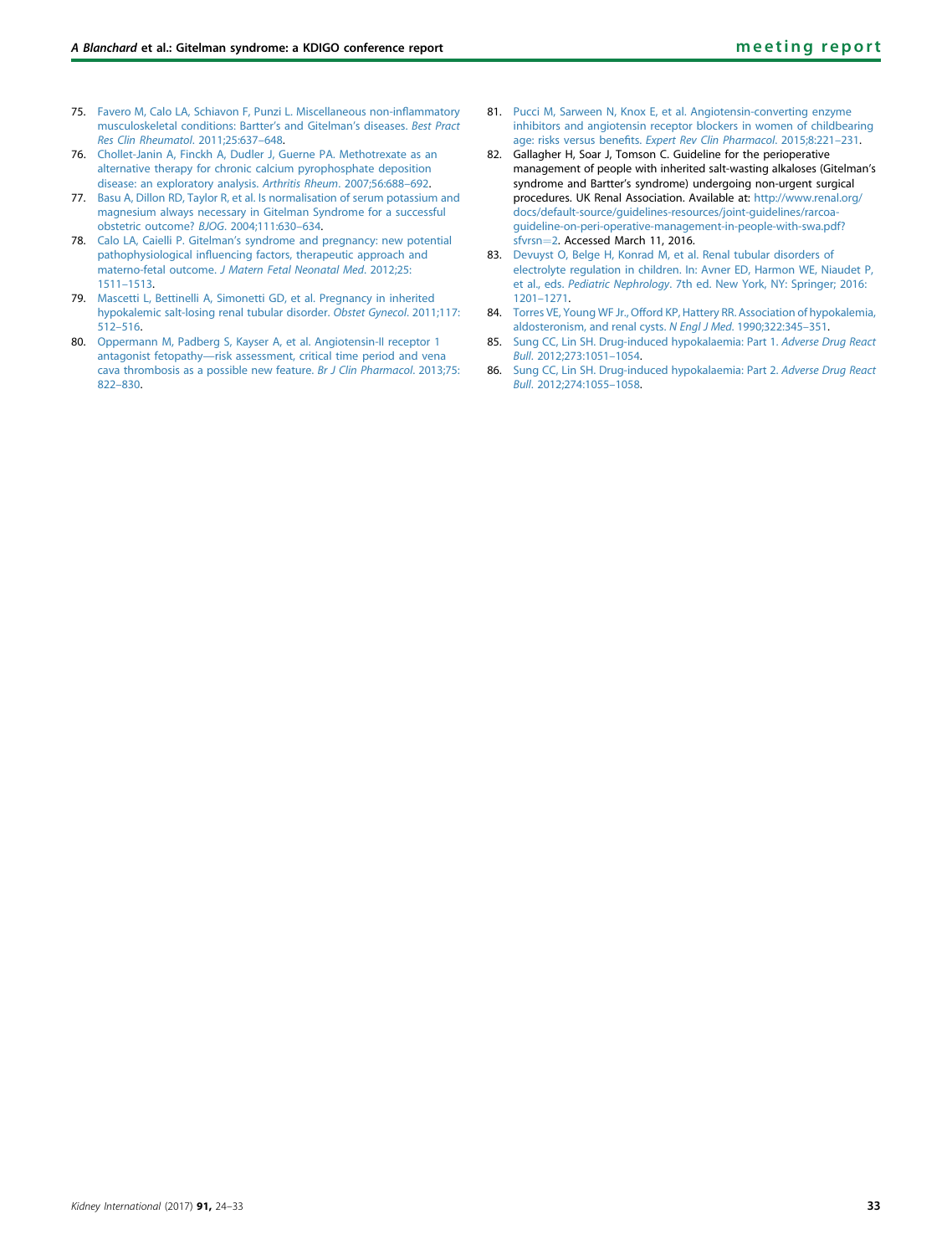75. Favero M, Calo LA, Schiavon F, Punzi L. Miscellaneous non-inflammatory musculoskeletal conditions: Bartter's and Gitelman's diseases. *Best Pract Res Clin Rheumatol*. 2011;25:637–648.
76. Chollet-Janin A, Finckh A, Dudler J, Guerne PA. Methotrexate as an alternative therapy for chronic calcium pyrophosphate deposition disease: an exploratory analysis. *Arthritis Rheum*. 2007;56:688–692.
77. Basu A, Dillon RD, Taylor R, et al. Is normalisation of serum potassium and magnesium always necessary in Gitelman Syndrome for a successful obstetric outcome? *BJOG*. 2004;111:630–634.
78. Calo LA, Caielli P. Gitelman's syndrome and pregnancy: new potential pathophysiological influencing factors, therapeutic approach and materno-fetal outcome. *J Matern Fetal Neonatal Med*. 2012;25: 1511–1513.
79. Mascetti L, Bettinelli A, Simonetti GD, et al. Pregnancy in inherited hypokalemic salt-losing renal tubular disorder. *Obstet Gynecol*. 2011;117: 512–516.
80. Oppermann M, Padberg S, Kayser A, et al. Angiotensin-II receptor 1 antagonist fetopathy—risk assessment, critical time period and vena cava thrombosis as a possible new feature. *Br J Clin Pharmacol*. 2013;75: 822–830.
81. Pucci M, Sarween N, Knox E, et al. Angiotensin-converting enzyme inhibitors and angiotensin receptor blockers in women of childbearing age: risks versus benefits. *Expert Rev Clin Pharmacol*. 2015;8:221–231.
82. Gallagher H, Soar J, Tomson C. Guideline for the perioperative management of people with inherited salt-wasting alkaloses (Gitelman's syndrome and Bartter's syndrome) undergoing non-urgent surgical procedures. UK Renal Association. Available at: http://www.renal.org/docs/default-source/guidelines-resources/joint-guidelines/rarcoa-guideline-on-peri-operative-management-in-people-with-swa.pdf?sfvrsn=2. Accessed March 11, 2016.
83. Devuyst O, Belge H, Konrad M, et al. Renal tubular disorders of electrolyte regulation in children. In: Avner ED, Harmon WE, Niaudet P, et al., eds. *Pediatric Nephrology*. 7th ed. New York, NY: Springer; 2016: 1201–1271.
84. Torres VE, Young WF Jr., Offord KP, Hattery RR. Association of hypokalemia, aldosteronism, and renal cysts. *N Engl J Med*. 1990;322:345–351.
85. Sung CC, Lin SH. Drug-induced hypokalaemia: Part 1. *Adverse Drug React Bull*. 2012;273:1051–1054.
86. Sung CC, Lin SH. Drug-induced hypokalaemia: Part 2. *Adverse Drug React Bull*. 2012;274:1055–1058.